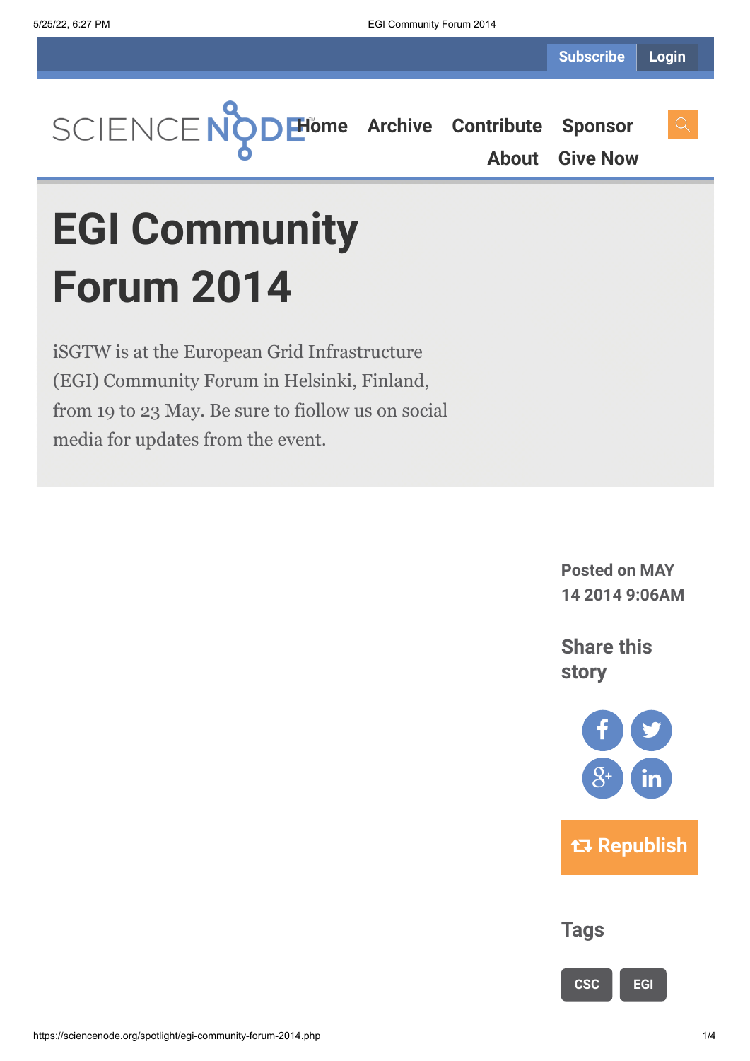Subscribe Login

SCIENCE NODE

Home Archive Contribute Sponsor About Give Now

# EGI Community Forum 2014

iSGTW is at the European Grid Infrastructure (EGI) Community Forum in Helsinki, Finland, from 19 to 23 May. Be sure to fiollow us on social media for updates from the event.

Posted on MAY 14 2014 9:06AM

## Share this story

Republish

## Tags

CSC EGI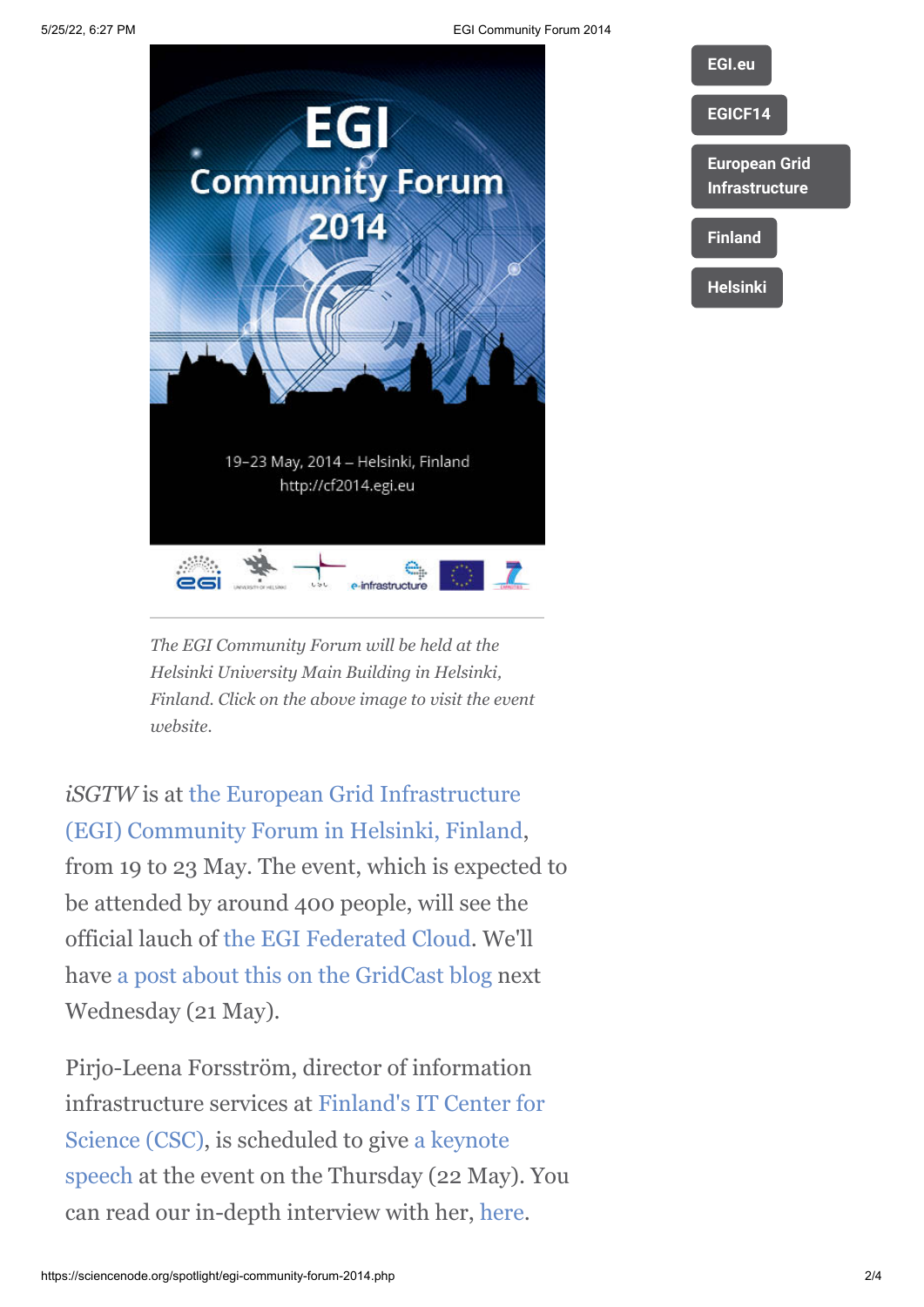*The EGI Community Forum will be held at the Helsinki University Main Building in Helsinki, Finland. Click on the above image to visit the event website.*

EGI.eu

EGICF14

European Grid Infrastructure

Finland

Helsinki

*iSGTW* is at the European Grid Infrastructure (EGI) Community Forum in Helsinki, Finland, from 19 to 23 May. The event, which is expected to be attended by around 400 people, will see the official lauch of the EGI Federated Cloud. We'll have a post about this on the GridCast blog next Wednesday (21 May).

Pirjo-Leena Forsström, director of information infrastructure services at Finland's IT Center for Science (CSC), is scheduled to give a keynote speech at the event on the Thursday (22 May). You can read our in-depth interview with her, here.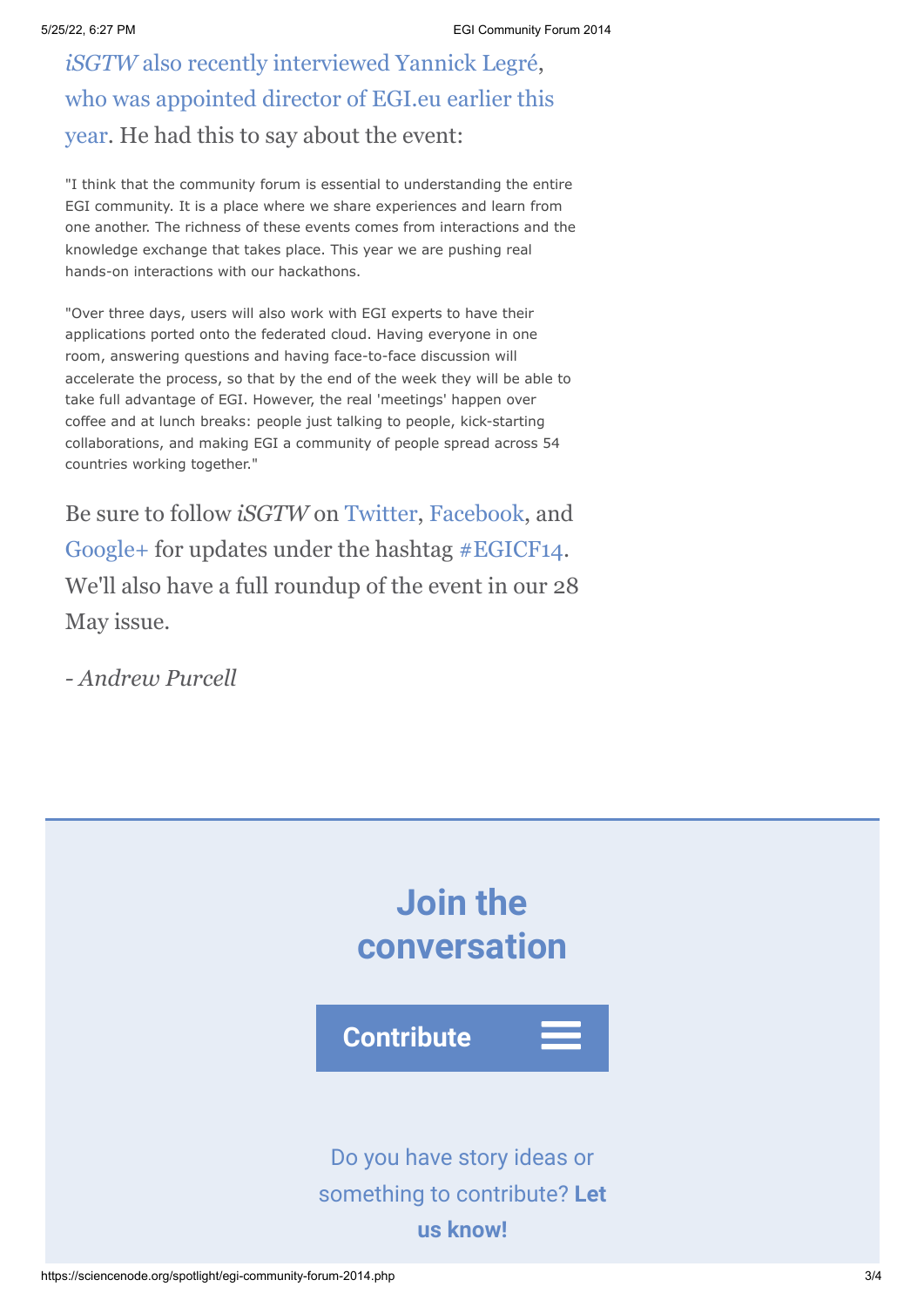*iSGTW* also recently interviewed Yannick Legré, who was appointed director of EGI.eu earlier this year. He had this to say about the event:

"I think that the community forum is essential to understanding the entire EGI community. It is a place where we share experiences and learn from one another. The richness of these events comes from interactions and the knowledge exchange that takes place. This year we are pushing real hands-on interactions with our hackathons.

"Over three days, users will also work with EGI experts to have their applications ported onto the federated cloud. Having everyone in one room, answering questions and having face-to-face discussion will accelerate the process, so that by the end of the week they will be able to take full advantage of EGI. However, the real 'meetings' happen over coffee and at lunch breaks: people just talking to people, kick-starting collaborations, and making EGI a community of people spread across 54 countries working together."

Be sure to follow *iSGTW* on Twitter, Facebook, and Google+ for updates under the hashtag #EGICF14. We'll also have a full roundup of the event in our 28 May issue.

*- Andrew Purcell*

## Join the conversation

**Contribute**

Do you have story ideas or something to contribute? **Let us know!**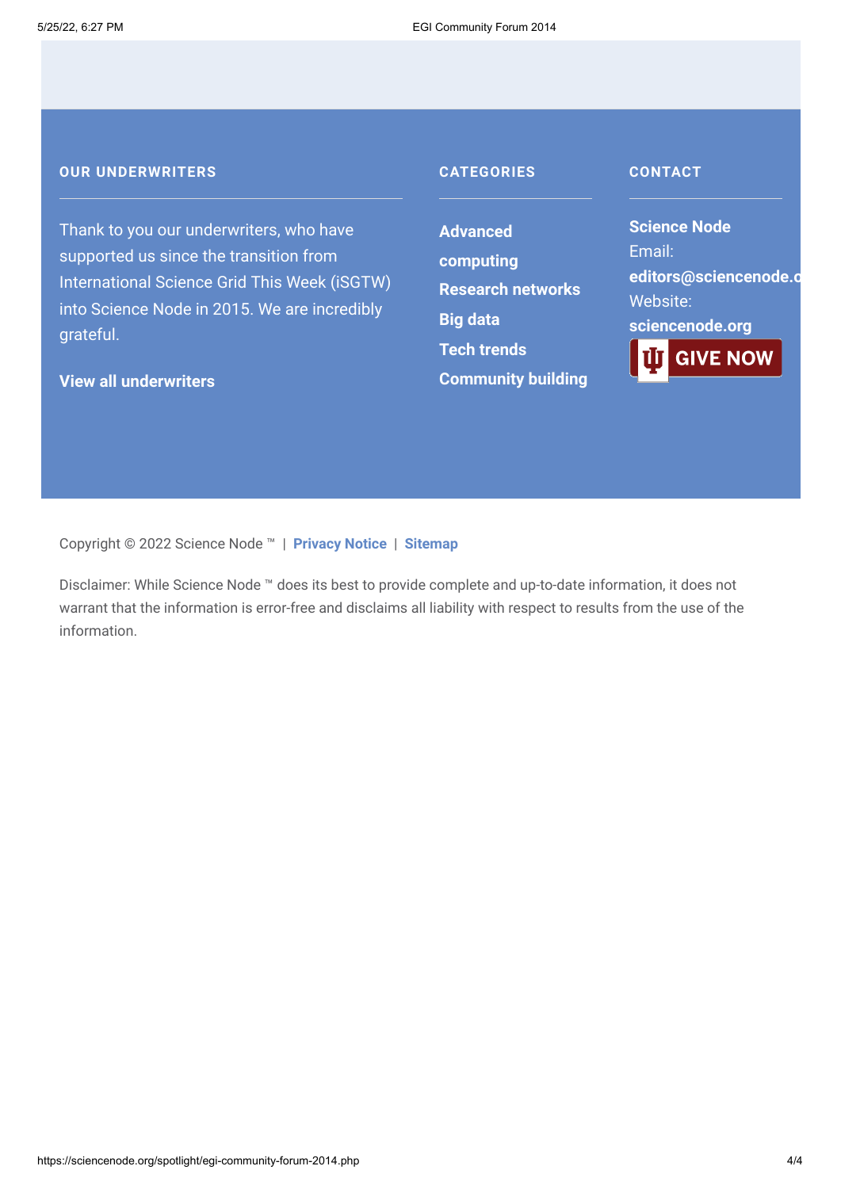## OUR UNDERWRITERS

Thank to you our underwriters, who have supported us since the transition from International Science Grid This Week (iSGTW) into Science Node in 2015. We are incredibly grateful.

**View all underwriters**

## CATEGORIES

**Advanced computing**

**Research networks**

**Big data**

**Tech trends**

**Community building**

## CONTACT

**Science Node**

Email:

**editors@sciencenode.o**

Website:

**sciencenode.org**

GIVE NOW

Copyright © 2022 Science Node ™ | **Privacy Notice** | **Sitemap**

Disclaimer: While Science Node ™ does its best to provide complete and up-to-date information, it does not warrant that the information is error-free and disclaims all liability with respect to results from the use of the information.